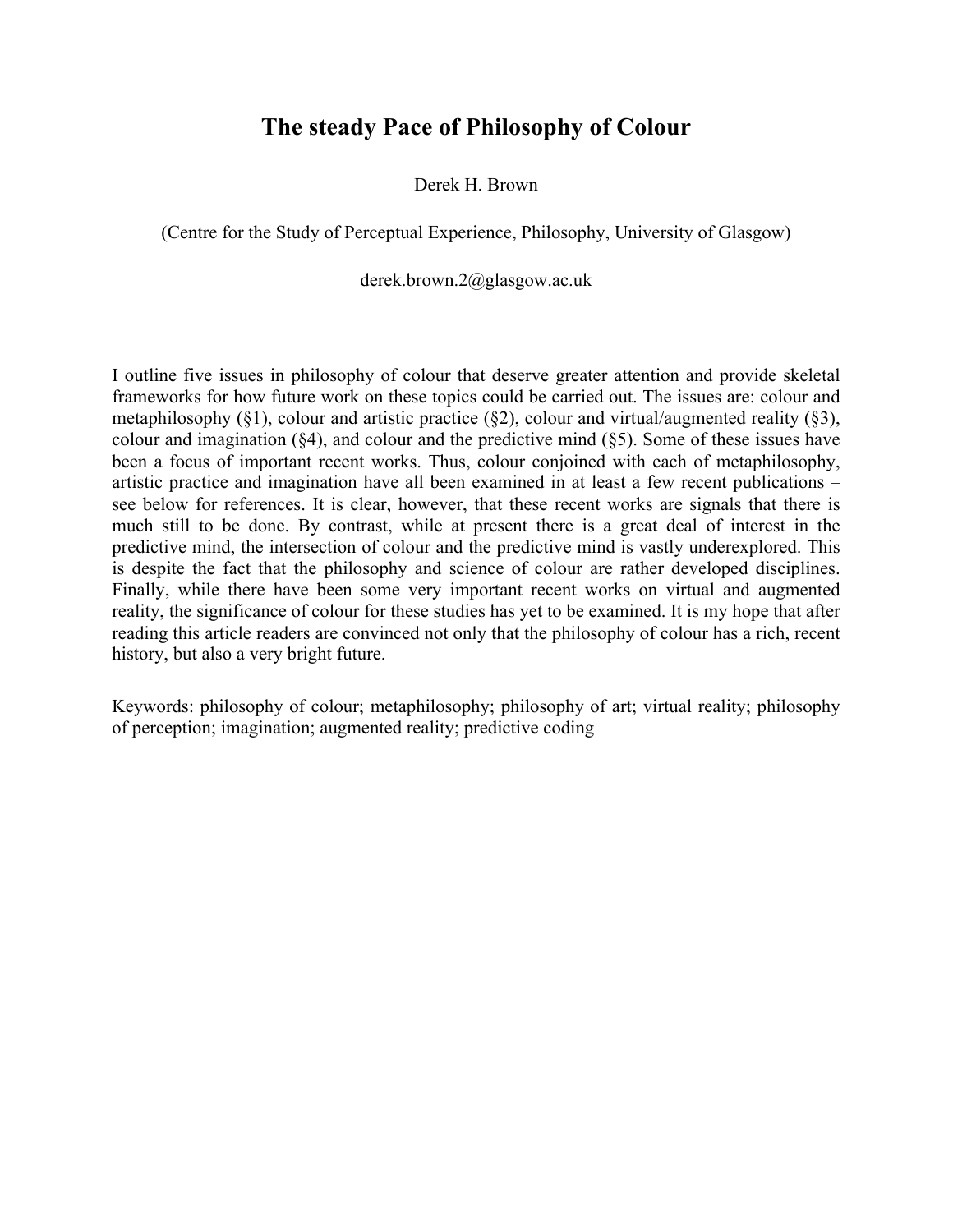# The steady Pace of Philosophy of Colour

Derek H. Brown

(Centre for the Study of Perceptual Experience, Philosophy, University of Glasgow)

derek.brown.2@glasgow.ac.uk

I outline five issues in philosophy of colour that deserve greater attention and provide skeletal frameworks for how future work on these topics could be carried out. The issues are: colour and metaphilosophy (§1), colour and artistic practice (§2), colour and virtual/augmented reality (§3), colour and imagination (§4), and colour and the predictive mind (§5). Some of these issues have been a focus of important recent works. Thus, colour conjoined with each of metaphilosophy, artistic practice and imagination have all been examined in at least a few recent publications – see below for references. It is clear, however, that these recent works are signals that there is much still to be done. By contrast, while at present there is a great deal of interest in the predictive mind, the intersection of colour and the predictive mind is vastly underexplored. This is despite the fact that the philosophy and science of colour are rather developed disciplines. Finally, while there have been some very important recent works on virtual and augmented reality, the significance of colour for these studies has yet to be examined. It is my hope that after reading this article readers are convinced not only that the philosophy of colour has a rich, recent history, but also a very bright future.

Keywords: philosophy of colour; metaphilosophy; philosophy of art; virtual reality; philosophy of perception; imagination; augmented reality; predictive coding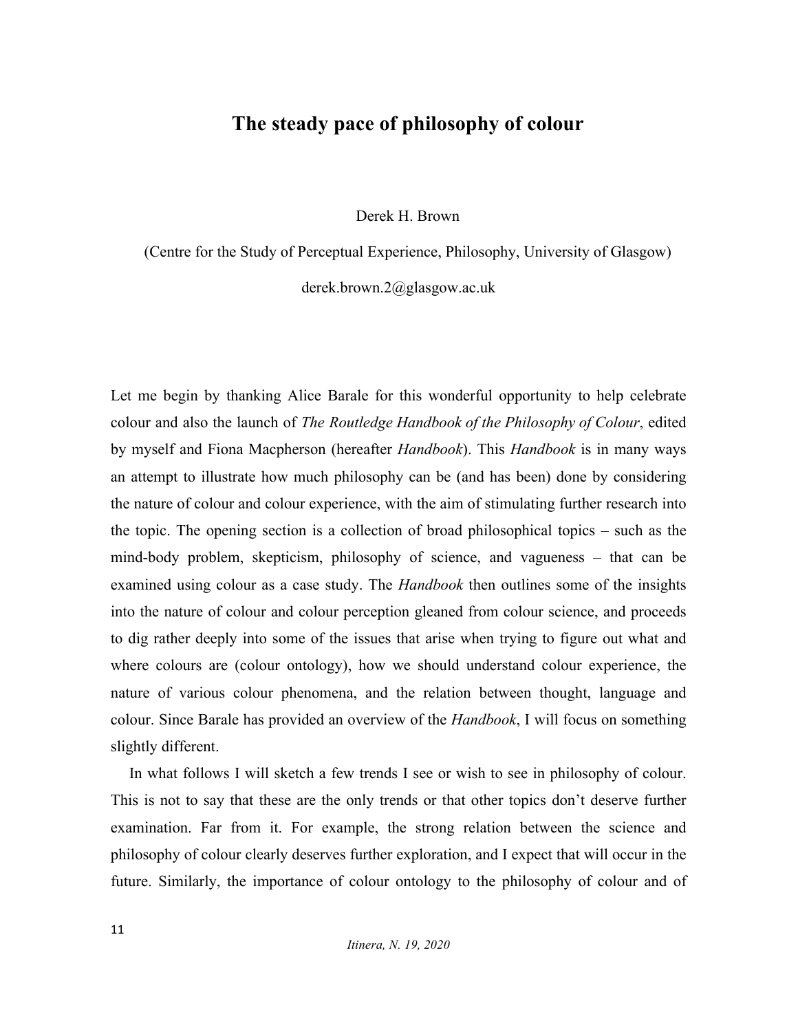# The steady pace of philosophy of colour

Derek H. Brown

(Centre for the Study of Perceptual Experience, Philosophy, University of Glasgow)

derek.brown.2@glasgow.ac.uk

Let me begin by thanking Alice Barale for this wonderful opportunity to help celebrate colour and also the launch of *The Routledge Handbook of the Philosophy of Colour*, edited by myself and Fiona Macpherson (hereafter *Handbook*). This *Handbook* is in many ways an attempt to illustrate how much philosophy can be (and has been) done by considering the nature of colour and colour experience, with the aim of stimulating further research into the topic. The opening section is a collection of broad philosophical topics – such as the mind-body problem, skepticism, philosophy of science, and vagueness – that can be examined using colour as a case study. The *Handbook* then outlines some of the insights into the nature of colour and colour perception gleaned from colour science, and proceeds to dig rather deeply into some of the issues that arise when trying to figure out what and where colours are (colour ontology), how we should understand colour experience, the nature of various colour phenomena, and the relation between thought, language and colour. Since Barale has provided an overview of the *Handbook*, I will focus on something slightly different.

In what follows I will sketch a few trends I see or wish to see in philosophy of colour. This is not to say that these are the only trends or that other topics don't deserve further examination. Far from it. For example, the strong relation between the science and philosophy of colour clearly deserves further exploration, and I expect that will occur in the future. Similarly, the importance of colour ontology to the philosophy of colour and of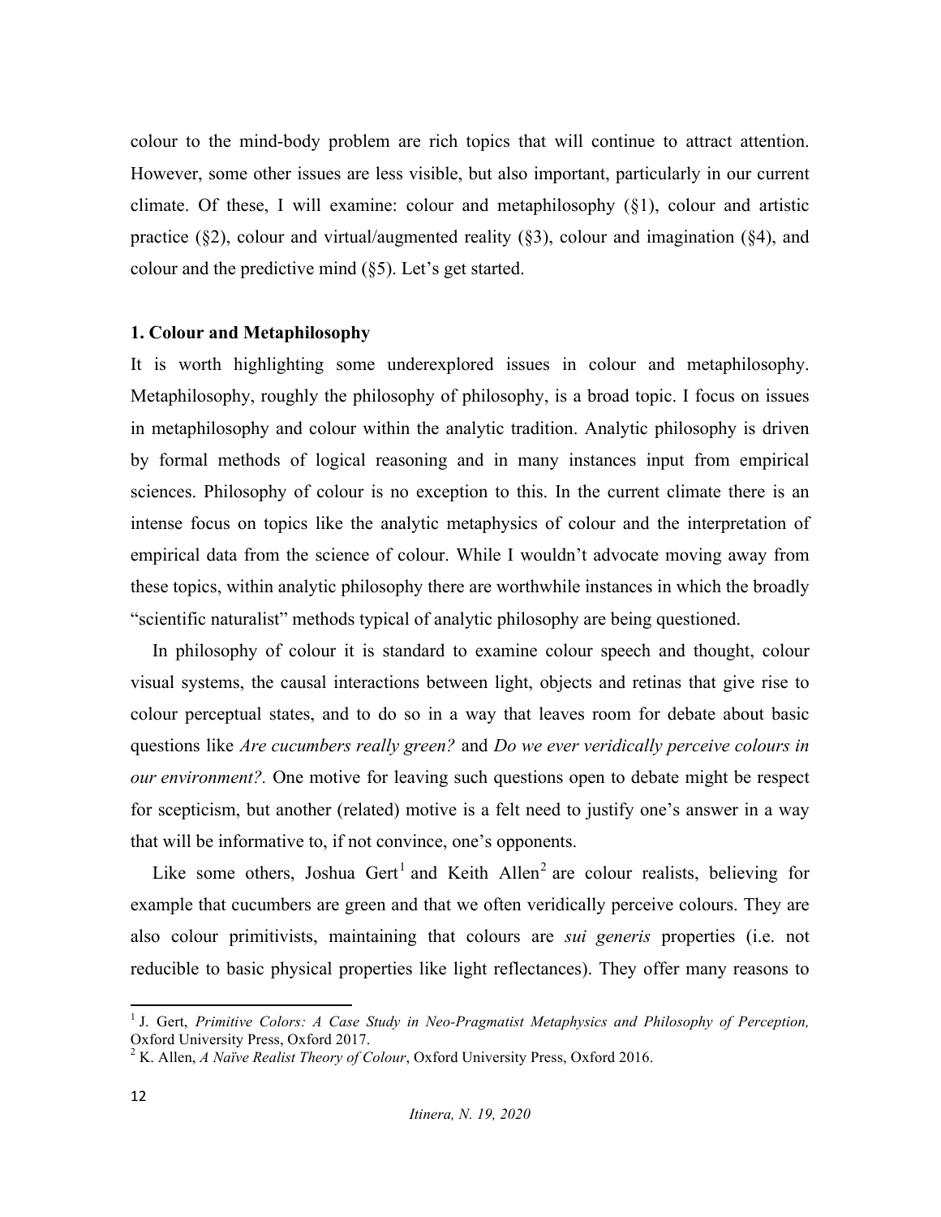colour to the mind-body problem are rich topics that will continue to attract attention. However, some other issues are less visible, but also important, particularly in our current climate. Of these, I will examine: colour and metaphilosophy (§1), colour and artistic practice (§2), colour and virtual/augmented reality (§3), colour and imagination (§4), and colour and the predictive mind (§5). Let's get started.

## 1. Colour and Metaphilosophy

It is worth highlighting some underexplored issues in colour and metaphilosophy. Metaphilosophy, roughly the philosophy of philosophy, is a broad topic. I focus on issues in metaphilosophy and colour within the analytic tradition. Analytic philosophy is driven by formal methods of logical reasoning and in many instances input from empirical sciences. Philosophy of colour is no exception to this. In the current climate there is an intense focus on topics like the analytic metaphysics of colour and the interpretation of empirical data from the science of colour. While I wouldn't advocate moving away from these topics, within analytic philosophy there are worthwhile instances in which the broadly "scientific naturalist" methods typical of analytic philosophy are being questioned.

In philosophy of colour it is standard to examine colour speech and thought, colour visual systems, the causal interactions between light, objects and retinas that give rise to colour perceptual states, and to do so in a way that leaves room for debate about basic questions like *Are cucumbers really green?* and *Do we ever veridically perceive colours in our environment?*. One motive for leaving such questions open to debate might be respect for scepticism, but another (related) motive is a felt need to justify one's answer in a way that will be informative to, if not convince, one's opponents.

Like some others, Joshua Gert[1] and Keith Allen[2] are colour realists, believing for example that cucumbers are green and that we often veridically perceive colours. They are also colour primitivists, maintaining that colours are *sui generis* properties (i.e. not reducible to basic physical properties like light reflectances). They offer many reasons to

---

[1] J. Gert, *Primitive Colors: A Case Study in Neo-Pragmatist Metaphysics and Philosophy of Perception,* Oxford University Press, Oxford 2017.

[2] K. Allen, *A Naïve Realist Theory of Colour*, Oxford University Press, Oxford 2016.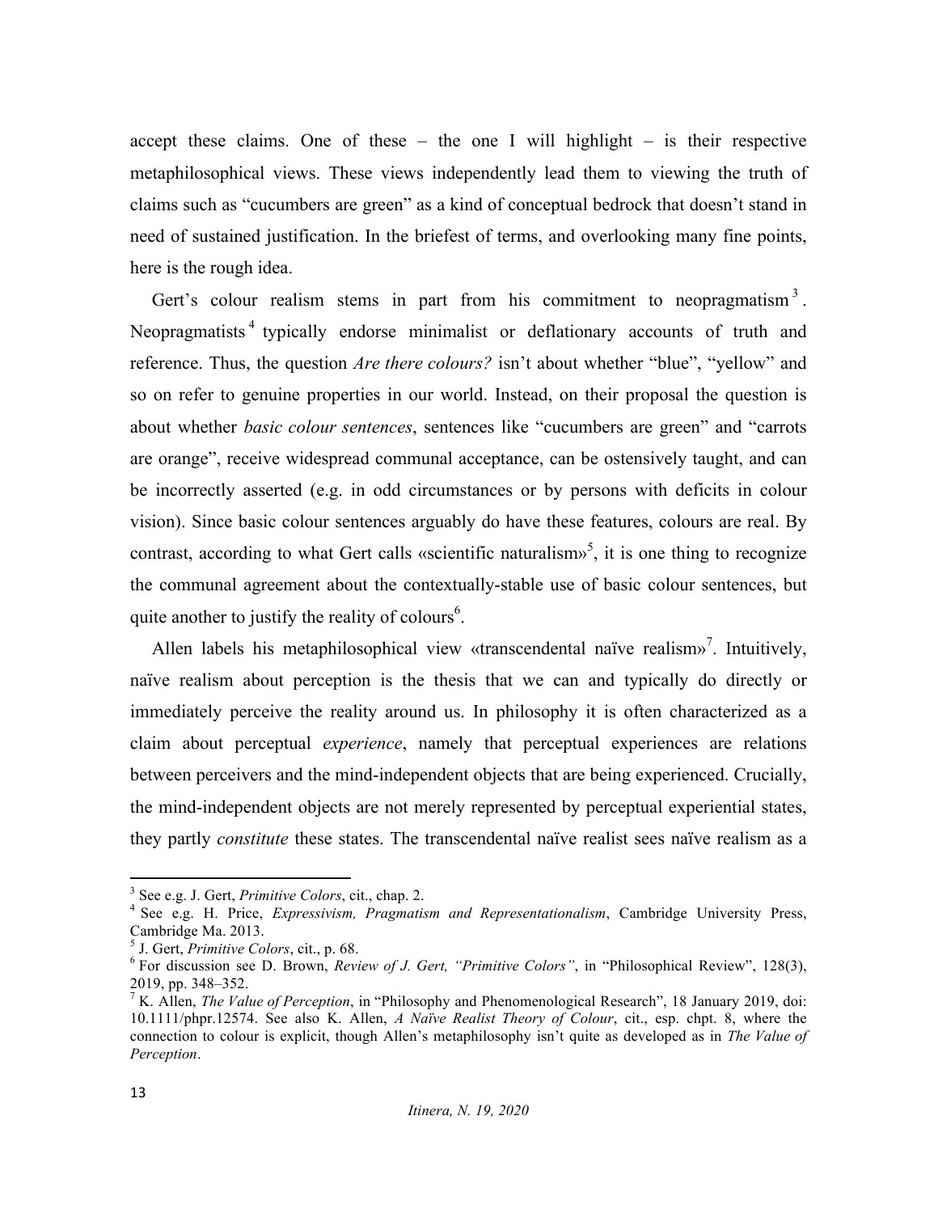accept these claims. One of these – the one I will highlight – is their respective metaphilosophical views. These views independently lead them to viewing the truth of claims such as "cucumbers are green" as a kind of conceptual bedrock that doesn't stand in need of sustained justification. In the briefest of terms, and overlooking many fine points, here is the rough idea.

Gert's colour realism stems in part from his commitment to neopragmatism[3]. Neopragmatists[4] typically endorse minimalist or deflationary accounts of truth and reference. Thus, the question *Are there colours?* isn't about whether "blue", "yellow" and so on refer to genuine properties in our world. Instead, on their proposal the question is about whether *basic colour sentences*, sentences like "cucumbers are green" and "carrots are orange", receive widespread communal acceptance, can be ostensively taught, and can be incorrectly asserted (e.g. in odd circumstances or by persons with deficits in colour vision). Since basic colour sentences arguably do have these features, colours are real. By contrast, according to what Gert calls «scientific naturalism»[5], it is one thing to recognize the communal agreement about the contextually-stable use of basic colour sentences, but quite another to justify the reality of colours[6].

Allen labels his metaphilosophical view «transcendental naïve realism»[7]. Intuitively, naïve realism about perception is the thesis that we can and typically do directly or immediately perceive the reality around us. In philosophy it is often characterized as a claim about perceptual *experience*, namely that perceptual experiences are relations between perceivers and the mind-independent objects that are being experienced. Crucially, the mind-independent objects are not merely represented by perceptual experiential states, they partly *constitute* these states. The transcendental naïve realist sees naïve realism as a

[3] See e.g. J. Gert, *Primitive Colors*, cit., chap. 2.

[4] See e.g. H. Price, *Expressivism, Pragmatism and Representationalism*, Cambridge University Press, Cambridge Ma. 2013.

[5] J. Gert, *Primitive Colors*, cit., p. 68.

[6] For discussion see D. Brown, *Review of J. Gert, "Primitive Colors"*, in "Philosophical Review", 128(3), 2019, pp. 348–352.

[7] K. Allen, *The Value of Perception*, in "Philosophy and Phenomenological Research", 18 January 2019, doi: 10.1111/phpr.12574. See also K. Allen, *A Naïve Realist Theory of Colour*, cit., esp. chpt. 8, where the connection to colour is explicit, though Allen's metaphilosophy isn't quite as developed as in *The Value of Perception*.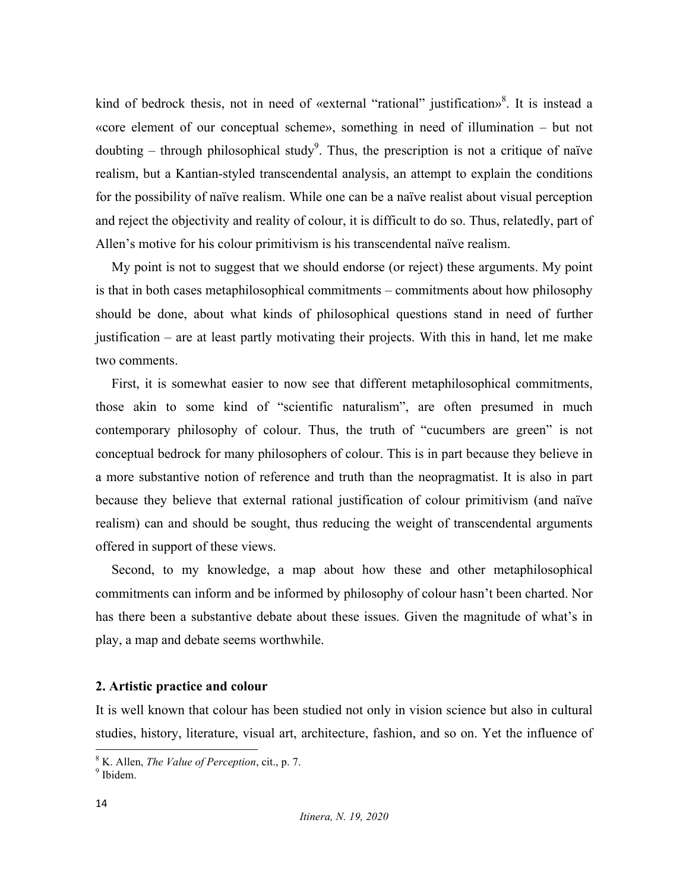kind of bedrock thesis, not in need of «external "rational" justification»[8]. It is instead a «core element of our conceptual scheme», something in need of illumination – but not doubting – through philosophical study[9]. Thus, the prescription is not a critique of naïve realism, but a Kantian-styled transcendental analysis, an attempt to explain the conditions for the possibility of naïve realism. While one can be a naïve realist about visual perception and reject the objectivity and reality of colour, it is difficult to do so. Thus, relatedly, part of Allen's motive for his colour primitivism is his transcendental naïve realism.

My point is not to suggest that we should endorse (or reject) these arguments. My point is that in both cases metaphilosophical commitments – commitments about how philosophy should be done, about what kinds of philosophical questions stand in need of further justification – are at least partly motivating their projects. With this in hand, let me make two comments.

First, it is somewhat easier to now see that different metaphilosophical commitments, those akin to some kind of "scientific naturalism", are often presumed in much contemporary philosophy of colour. Thus, the truth of "cucumbers are green" is not conceptual bedrock for many philosophers of colour. This is in part because they believe in a more substantive notion of reference and truth than the neopragmatist. It is also in part because they believe that external rational justification of colour primitivism (and naïve realism) can and should be sought, thus reducing the weight of transcendental arguments offered in support of these views.

Second, to my knowledge, a map about how these and other metaphilosophical commitments can inform and be informed by philosophy of colour hasn't been charted. Nor has there been a substantive debate about these issues. Given the magnitude of what's in play, a map and debate seems worthwhile.

## 2. Artistic practice and colour

It is well known that colour has been studied not only in vision science but also in cultural studies, history, literature, visual art, architecture, fashion, and so on. Yet the influence of

---

[8] K. Allen, *The Value of Perception*, cit., p. 7.

[9] Ibidem.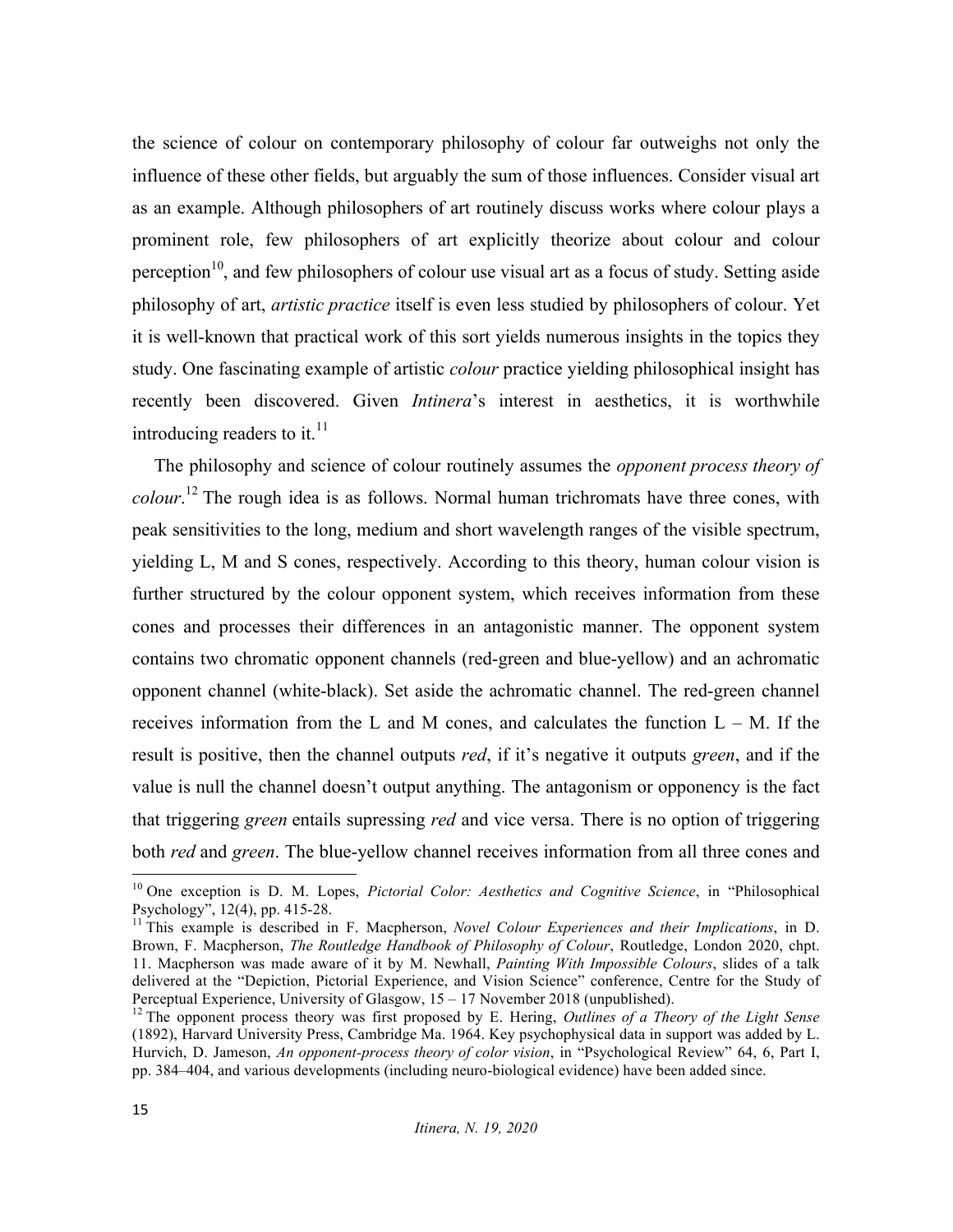the science of colour on contemporary philosophy of colour far outweighs not only the influence of these other fields, but arguably the sum of those influences. Consider visual art as an example. Although philosophers of art routinely discuss works where colour plays a prominent role, few philosophers of art explicitly theorize about colour and colour perception[10], and few philosophers of colour use visual art as a focus of study. Setting aside philosophy of art, *artistic practice* itself is even less studied by philosophers of colour. Yet it is well-known that practical work of this sort yields numerous insights in the topics they study. One fascinating example of artistic *colour* practice yielding philosophical insight has recently been discovered. Given *Intinera*'s interest in aesthetics, it is worthwhile introducing readers to it.[11]

The philosophy and science of colour routinely assumes the *opponent process theory of colour*.[12] The rough idea is as follows. Normal human trichromats have three cones, with peak sensitivities to the long, medium and short wavelength ranges of the visible spectrum, yielding L, M and S cones, respectively. According to this theory, human colour vision is further structured by the colour opponent system, which receives information from these cones and processes their differences in an antagonistic manner. The opponent system contains two chromatic opponent channels (red-green and blue-yellow) and an achromatic opponent channel (white-black). Set aside the achromatic channel. The red-green channel receives information from the L and M cones, and calculates the function L – M. If the result is positive, then the channel outputs *red*, if it's negative it outputs *green*, and if the value is null the channel doesn't output anything. The antagonism or opponency is the fact that triggering *green* entails supressing *red* and vice versa. There is no option of triggering both *red* and *green*. The blue-yellow channel receives information from all three cones and

---

[10] One exception is D. M. Lopes, *Pictorial Color: Aesthetics and Cognitive Science*, in "Philosophical Psychology", 12(4), pp. 415-28.

[11] This example is described in F. Macpherson, *Novel Colour Experiences and their Implications*, in D. Brown, F. Macpherson, *The Routledge Handbook of Philosophy of Colour*, Routledge, London 2020, chpt. 11. Macpherson was made aware of it by M. Newhall, *Painting With Impossible Colours*, slides of a talk delivered at the "Depiction, Pictorial Experience, and Vision Science" conference, Centre for the Study of Perceptual Experience, University of Glasgow, 15 – 17 November 2018 (unpublished).

[12] The opponent process theory was first proposed by E. Hering, *Outlines of a Theory of the Light Sense* (1892), Harvard University Press, Cambridge Ma. 1964. Key psychophysical data in support was added by L. Hurvich, D. Jameson, *An opponent-process theory of color vision*, in "Psychological Review" 64, 6, Part I, pp. 384–404, and various developments (including neuro-biological evidence) have been added since.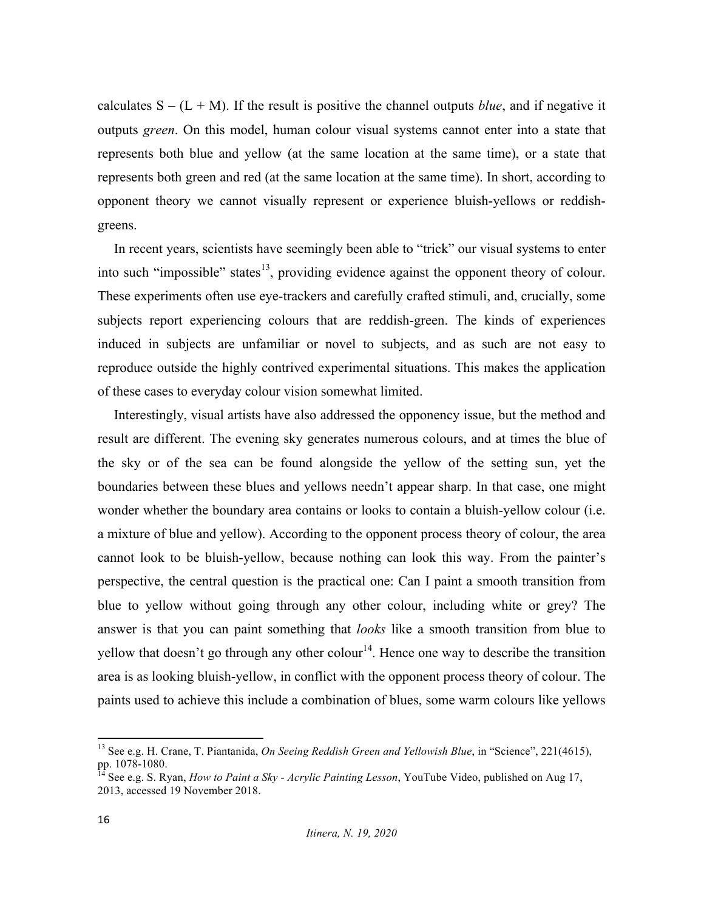calculates $S - (L + M)$. If the result is positive the channel outputs *blue*, and if negative it outputs *green*. On this model, human colour visual systems cannot enter into a state that represents both blue and yellow (at the same location at the same time), or a state that represents both green and red (at the same location at the same time). In short, according to opponent theory we cannot visually represent or experience bluish-yellows or reddish-greens.

In recent years, scientists have seemingly been able to "trick" our visual systems to enter into such "impossible" states[13], providing evidence against the opponent theory of colour. These experiments often use eye-trackers and carefully crafted stimuli, and, crucially, some subjects report experiencing colours that are reddish-green. The kinds of experiences induced in subjects are unfamiliar or novel to subjects, and as such are not easy to reproduce outside the highly contrived experimental situations. This makes the application of these cases to everyday colour vision somewhat limited.

Interestingly, visual artists have also addressed the opponency issue, but the method and result are different. The evening sky generates numerous colours, and at times the blue of the sky or of the sea can be found alongside the yellow of the setting sun, yet the boundaries between these blues and yellows needn't appear sharp. In that case, one might wonder whether the boundary area contains or looks to contain a bluish-yellow colour (i.e. a mixture of blue and yellow). According to the opponent process theory of colour, the area cannot look to be bluish-yellow, because nothing can look this way. From the painter's perspective, the central question is the practical one: Can I paint a smooth transition from blue to yellow without going through any other colour, including white or grey? The answer is that you can paint something that *looks* like a smooth transition from blue to yellow that doesn't go through any other colour[14]. Hence one way to describe the transition area is as looking bluish-yellow, in conflict with the opponent process theory of colour. The paints used to achieve this include a combination of blues, some warm colours like yellows

---

[13] See e.g. H. Crane, T. Piantanida, *On Seeing Reddish Green and Yellowish Blue*, in "Science", 221(4615), pp. 1078-1080.

[14] See e.g. S. Ryan, *How to Paint a Sky - Acrylic Painting Lesson*, YouTube Video, published on Aug 17, 2013, accessed 19 November 2018.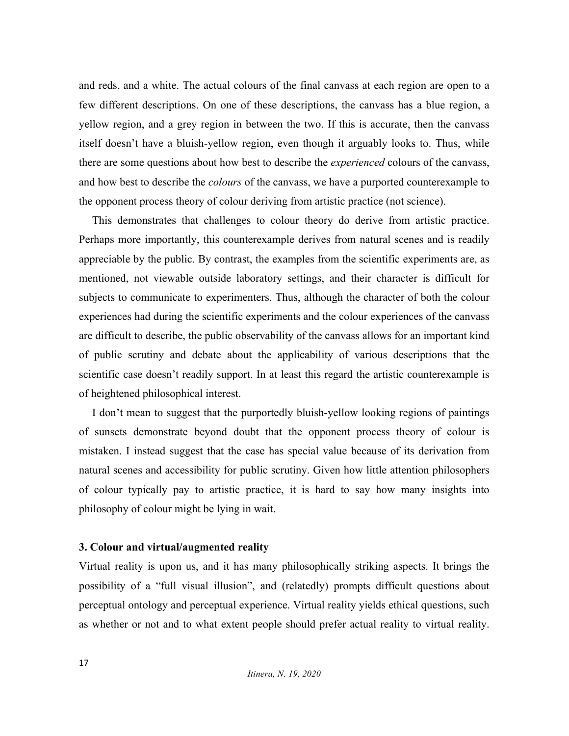and reds, and a white. The actual colours of the final canvass at each region are open to a few different descriptions. On one of these descriptions, the canvass has a blue region, a yellow region, and a grey region in between the two. If this is accurate, then the canvass itself doesn't have a bluish-yellow region, even though it arguably looks to. Thus, while there are some questions about how best to describe the *experienced* colours of the canvass, and how best to describe the *colours* of the canvass, we have a purported counterexample to the opponent process theory of colour deriving from artistic practice (not science).

This demonstrates that challenges to colour theory do derive from artistic practice. Perhaps more importantly, this counterexample derives from natural scenes and is readily appreciable by the public. By contrast, the examples from the scientific experiments are, as mentioned, not viewable outside laboratory settings, and their character is difficult for subjects to communicate to experimenters. Thus, although the character of both the colour experiences had during the scientific experiments and the colour experiences of the canvass are difficult to describe, the public observability of the canvass allows for an important kind of public scrutiny and debate about the applicability of various descriptions that the scientific case doesn't readily support. In at least this regard the artistic counterexample is of heightened philosophical interest.

I don't mean to suggest that the purportedly bluish-yellow looking regions of paintings of sunsets demonstrate beyond doubt that the opponent process theory of colour is mistaken. I instead suggest that the case has special value because of its derivation from natural scenes and accessibility for public scrutiny. Given how little attention philosophers of colour typically pay to artistic practice, it is hard to say how many insights into philosophy of colour might be lying in wait.

## 3. Colour and virtual/augmented reality

Virtual reality is upon us, and it has many philosophically striking aspects. It brings the possibility of a "full visual illusion", and (relatedly) prompts difficult questions about perceptual ontology and perceptual experience. Virtual reality yields ethical questions, such as whether or not and to what extent people should prefer actual reality to virtual reality.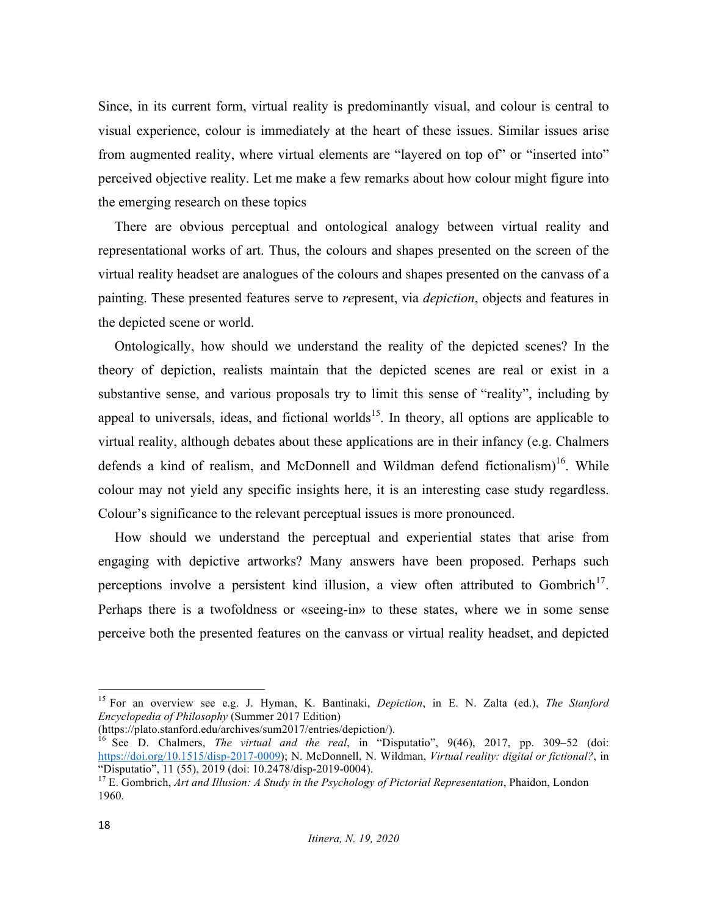Since, in its current form, virtual reality is predominantly visual, and colour is central to visual experience, colour is immediately at the heart of these issues. Similar issues arise from augmented reality, where virtual elements are "layered on top of" or "inserted into" perceived objective reality. Let me make a few remarks about how colour might figure into the emerging research on these topics

There are obvious perceptual and ontological analogy between virtual reality and representational works of art. Thus, the colours and shapes presented on the screen of the virtual reality headset are analogues of the colours and shapes presented on the canvass of a painting. These presented features serve to *re*present, via *depiction*, objects and features in the depicted scene or world.

Ontologically, how should we understand the reality of the depicted scenes? In the theory of depiction, realists maintain that the depicted scenes are real or exist in a substantive sense, and various proposals try to limit this sense of "reality", including by appeal to universals, ideas, and fictional worlds[15]. In theory, all options are applicable to virtual reality, although debates about these applications are in their infancy (e.g. Chalmers defends a kind of realism, and McDonnell and Wildman defend fictionalism)[16]. While colour may not yield any specific insights here, it is an interesting case study regardless. Colour's significance to the relevant perceptual issues is more pronounced.

How should we understand the perceptual and experiential states that arise from engaging with depictive artworks? Many answers have been proposed. Perhaps such perceptions involve a persistent kind illusion, a view often attributed to Gombrich[17]. Perhaps there is a twofoldness or «seeing-in» to these states, where we in some sense perceive both the presented features on the canvass or virtual reality headset, and depicted

---

[15] For an overview see e.g. J. Hyman, K. Bantinaki, *Depiction*, in E. N. Zalta (ed.), *The Stanford Encyclopedia of Philosophy* (Summer 2017 Edition) (https://plato.stanford.edu/archives/sum2017/entries/depiction/).

[16] See D. Chalmers, *The virtual and the real*, in "Disputatio", 9(46), 2017, pp. 309–52 (doi: https://doi.org/10.1515/disp-2017-0009); N. McDonnell, N. Wildman, *Virtual reality: digital or fictional?*, in "Disputatio", 11 (55), 2019 (doi: 10.2478/disp-2019-0004).

[17] E. Gombrich, *Art and Illusion: A Study in the Psychology of Pictorial Representation*, Phaidon, London 1960.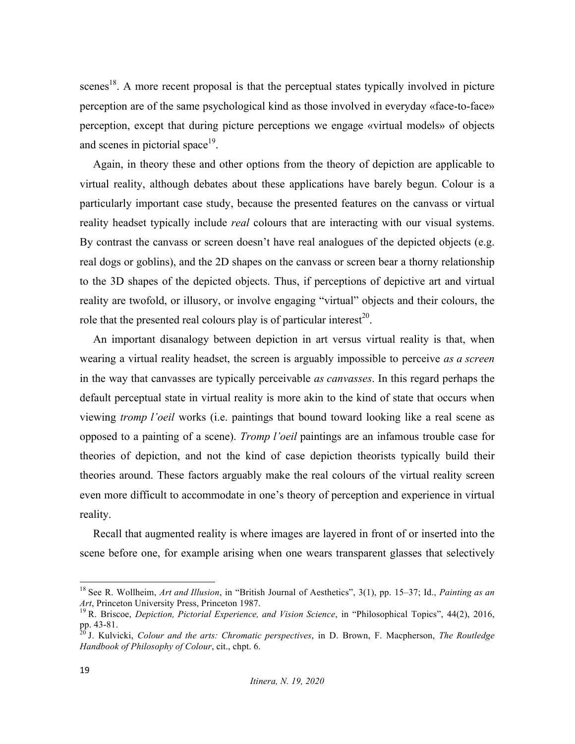scenes[18]. A more recent proposal is that the perceptual states typically involved in picture perception are of the same psychological kind as those involved in everyday «face-to-face» perception, except that during picture perceptions we engage «virtual models» of objects and scenes in pictorial space[19].

Again, in theory these and other options from the theory of depiction are applicable to virtual reality, although debates about these applications have barely begun. Colour is a particularly important case study, because the presented features on the canvass or virtual reality headset typically include *real* colours that are interacting with our visual systems. By contrast the canvass or screen doesn't have real analogues of the depicted objects (e.g. real dogs or goblins), and the 2D shapes on the canvass or screen bear a thorny relationship to the 3D shapes of the depicted objects. Thus, if perceptions of depictive art and virtual reality are twofold, or illusory, or involve engaging "virtual" objects and their colours, the role that the presented real colours play is of particular interest[20].

An important disanalogy between depiction in art versus virtual reality is that, when wearing a virtual reality headset, the screen is arguably impossible to perceive *as a screen* in the way that canvasses are typically perceivable *as canvasses*. In this regard perhaps the default perceptual state in virtual reality is more akin to the kind of state that occurs when viewing *tromp l'oeil* works (i.e. paintings that bound toward looking like a real scene as opposed to a painting of a scene). *Tromp l'oeil* paintings are an infamous trouble case for theories of depiction, and not the kind of case depiction theorists typically build their theories around. These factors arguably make the real colours of the virtual reality screen even more difficult to accommodate in one's theory of perception and experience in virtual reality.

Recall that augmented reality is where images are layered in front of or inserted into the scene before one, for example arising when one wears transparent glasses that selectively

---

[18] See R. Wollheim, *Art and Illusion*, in "British Journal of Aesthetics", 3(1), pp. 15–37; Id., *Painting as an Art*, Princeton University Press, Princeton 1987.

[19] R. Briscoe, *Depiction, Pictorial Experience, and Vision Science*, in "Philosophical Topics", 44(2), 2016, pp. 43-81.

[20] J. Kulvicki, *Colour and the arts: Chromatic perspectives*, in D. Brown, F. Macpherson, *The Routledge Handbook of Philosophy of Colour*, cit., chpt. 6.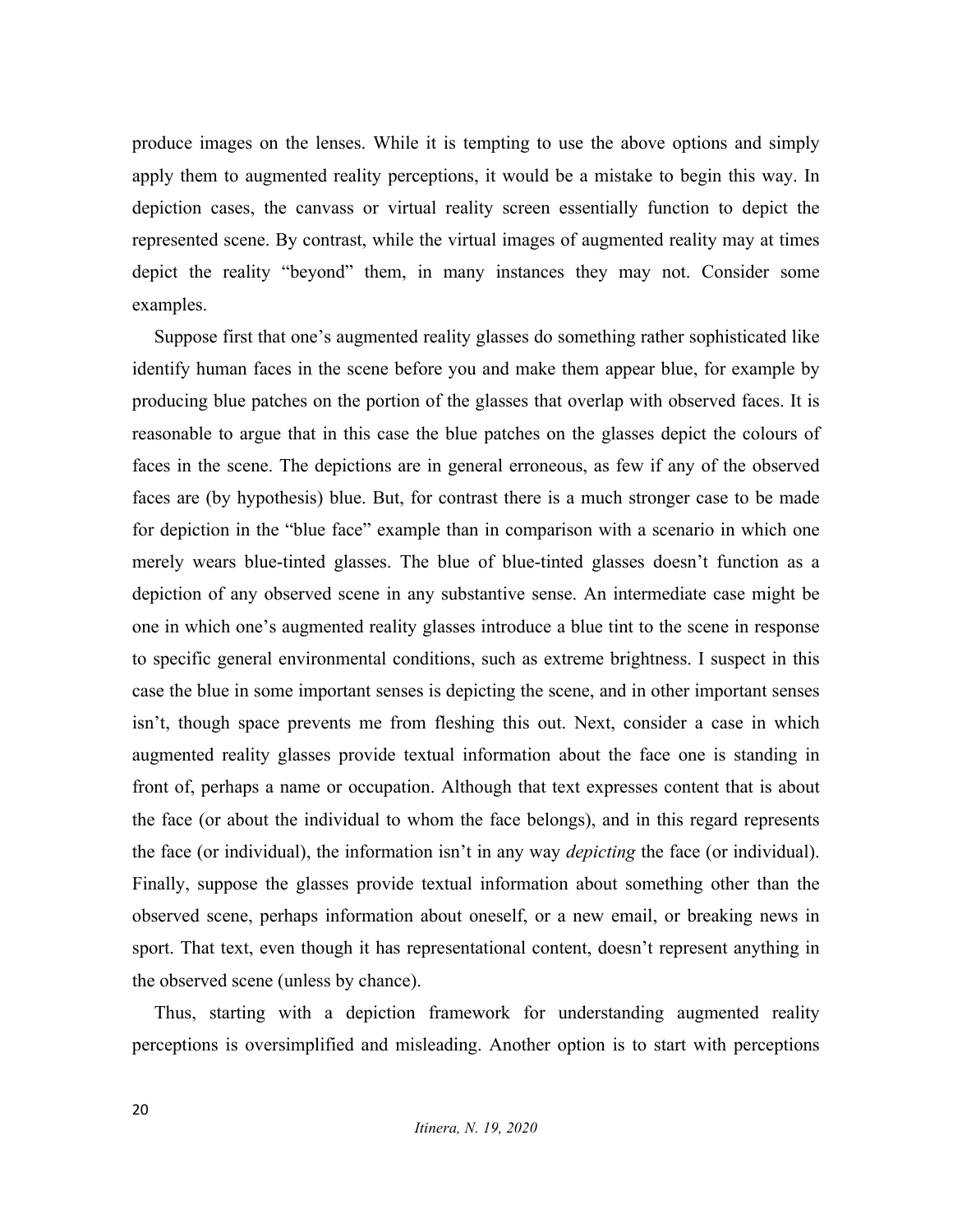produce images on the lenses. While it is tempting to use the above options and simply apply them to augmented reality perceptions, it would be a mistake to begin this way. In depiction cases, the canvass or virtual reality screen essentially function to depict the represented scene. By contrast, while the virtual images of augmented reality may at times depict the reality "beyond" them, in many instances they may not. Consider some examples.

Suppose first that one's augmented reality glasses do something rather sophisticated like identify human faces in the scene before you and make them appear blue, for example by producing blue patches on the portion of the glasses that overlap with observed faces. It is reasonable to argue that in this case the blue patches on the glasses depict the colours of faces in the scene. The depictions are in general erroneous, as few if any of the observed faces are (by hypothesis) blue. But, for contrast there is a much stronger case to be made for depiction in the "blue face" example than in comparison with a scenario in which one merely wears blue-tinted glasses. The blue of blue-tinted glasses doesn't function as a depiction of any observed scene in any substantive sense. An intermediate case might be one in which one's augmented reality glasses introduce a blue tint to the scene in response to specific general environmental conditions, such as extreme brightness. I suspect in this case the blue in some important senses is depicting the scene, and in other important senses isn't, though space prevents me from fleshing this out. Next, consider a case in which augmented reality glasses provide textual information about the face one is standing in front of, perhaps a name or occupation. Although that text expresses content that is about the face (or about the individual to whom the face belongs), and in this regard represents the face (or individual), the information isn't in any way *depicting* the face (or individual). Finally, suppose the glasses provide textual information about something other than the observed scene, perhaps information about oneself, or a new email, or breaking news in sport. That text, even though it has representational content, doesn't represent anything in the observed scene (unless by chance).

Thus, starting with a depiction framework for understanding augmented reality perceptions is oversimplified and misleading. Another option is to start with perceptions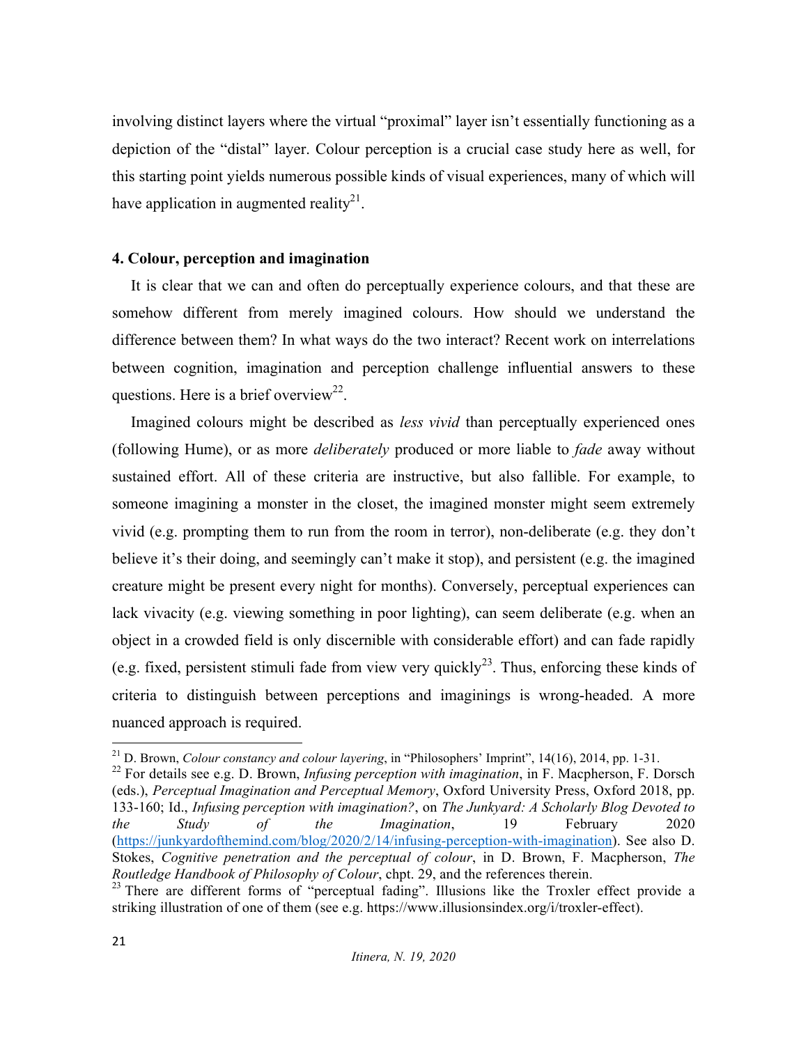involving distinct layers where the virtual "proximal" layer isn't essentially functioning as a depiction of the "distal" layer. Colour perception is a crucial case study here as well, for this starting point yields numerous possible kinds of visual experiences, many of which will have application in augmented reality[21].

## 4. Colour, perception and imagination

It is clear that we can and often do perceptually experience colours, and that these are somehow different from merely imagined colours. How should we understand the difference between them? In what ways do the two interact? Recent work on interrelations between cognition, imagination and perception challenge influential answers to these questions. Here is a brief overview[22].

Imagined colours might be described as *less vivid* than perceptually experienced ones (following Hume), or as more *deliberately* produced or more liable to *fade* away without sustained effort. All of these criteria are instructive, but also fallible. For example, to someone imagining a monster in the closet, the imagined monster might seem extremely vivid (e.g. prompting them to run from the room in terror), non-deliberate (e.g. they don't believe it's their doing, and seemingly can't make it stop), and persistent (e.g. the imagined creature might be present every night for months). Conversely, perceptual experiences can lack vivacity (e.g. viewing something in poor lighting), can seem deliberate (e.g. when an object in a crowded field is only discernible with considerable effort) and can fade rapidly (e.g. fixed, persistent stimuli fade from view very quickly[23]. Thus, enforcing these kinds of criteria to distinguish between perceptions and imaginings is wrong-headed. A more nuanced approach is required.

---

[21] D. Brown, *Colour constancy and colour layering*, in "Philosophers' Imprint", 14(16), 2014, pp. 1-31.

[22] For details see e.g. D. Brown, *Infusing perception with imagination*, in F. Macpherson, F. Dorsch (eds.), *Perceptual Imagination and Perceptual Memory*, Oxford University Press, Oxford 2018, pp. 133-160; Id., *Infusing perception with imagination?*, on *The Junkyard: A Scholarly Blog Devoted to the Study of the Imagination*, 19 February 2020 (https://junkyardofthemind.com/blog/2020/2/14/infusing-perception-with-imagination). See also D. Stokes, *Cognitive penetration and the perceptual of colour*, in D. Brown, F. Macpherson, *The Routledge Handbook of Philosophy of Colour*, chpt. 29, and the references therein.

[23] There are different forms of "perceptual fading". Illusions like the Troxler effect provide a striking illustration of one of them (see e.g. https://www.illusionsindex.org/i/troxler-effect).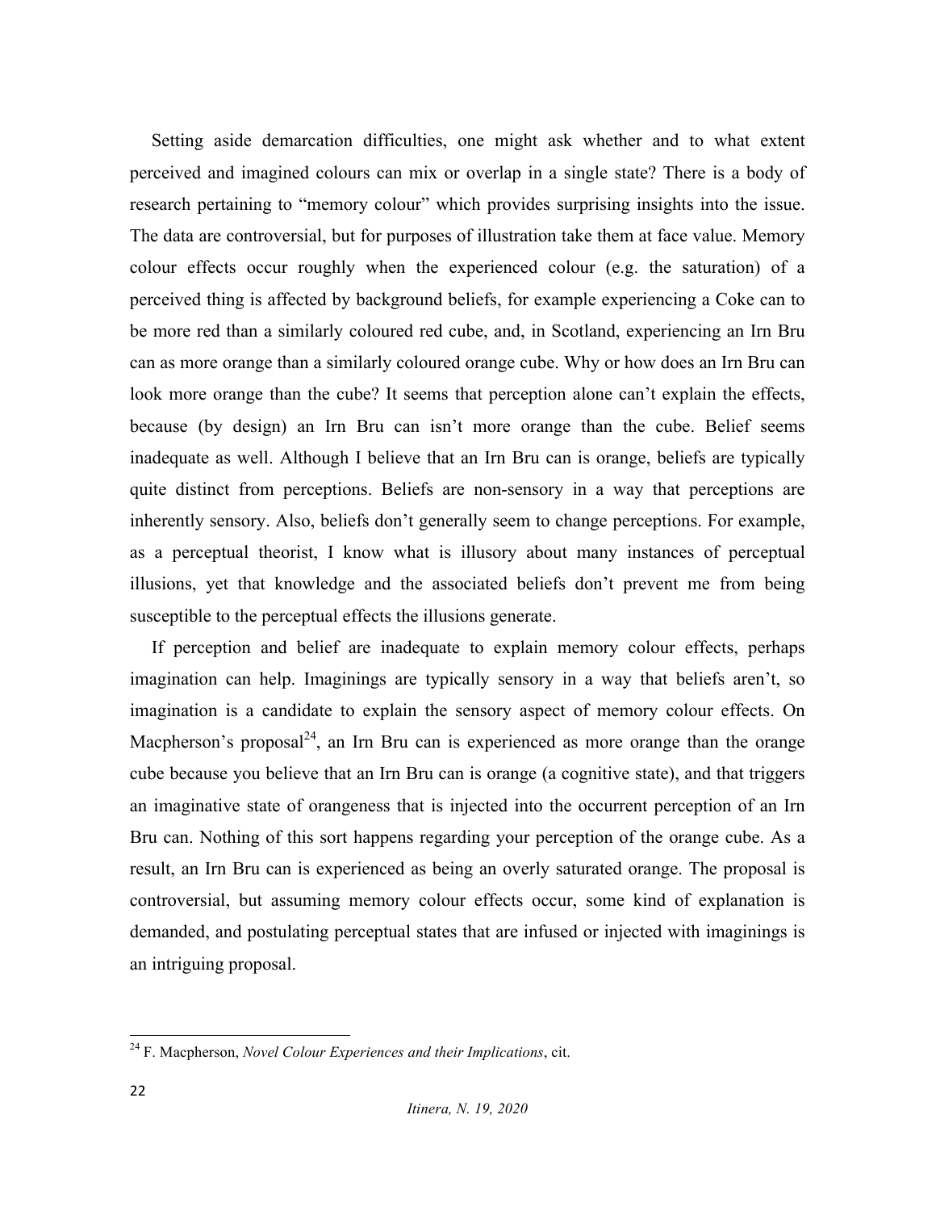Setting aside demarcation difficulties, one might ask whether and to what extent perceived and imagined colours can mix or overlap in a single state? There is a body of research pertaining to "memory colour" which provides surprising insights into the issue. The data are controversial, but for purposes of illustration take them at face value. Memory colour effects occur roughly when the experienced colour (e.g. the saturation) of a perceived thing is affected by background beliefs, for example experiencing a Coke can to be more red than a similarly coloured red cube, and, in Scotland, experiencing an Irn Bru can as more orange than a similarly coloured orange cube. Why or how does an Irn Bru can look more orange than the cube? It seems that perception alone can't explain the effects, because (by design) an Irn Bru can isn't more orange than the cube. Belief seems inadequate as well. Although I believe that an Irn Bru can is orange, beliefs are typically quite distinct from perceptions. Beliefs are non-sensory in a way that perceptions are inherently sensory. Also, beliefs don't generally seem to change perceptions. For example, as a perceptual theorist, I know what is illusory about many instances of perceptual illusions, yet that knowledge and the associated beliefs don't prevent me from being susceptible to the perceptual effects the illusions generate.

If perception and belief are inadequate to explain memory colour effects, perhaps imagination can help. Imaginings are typically sensory in a way that beliefs aren't, so imagination is a candidate to explain the sensory aspect of memory colour effects. On Macpherson's proposal[24], an Irn Bru can is experienced as more orange than the orange cube because you believe that an Irn Bru can is orange (a cognitive state), and that triggers an imaginative state of orangeness that is injected into the occurrent perception of an Irn Bru can. Nothing of this sort happens regarding your perception of the orange cube. As a result, an Irn Bru can is experienced as being an overly saturated orange. The proposal is controversial, but assuming memory colour effects occur, some kind of explanation is demanded, and postulating perceptual states that are infused or injected with imaginings is an intriguing proposal.

[24] F. Macpherson, *Novel Colour Experiences and their Implications*, cit.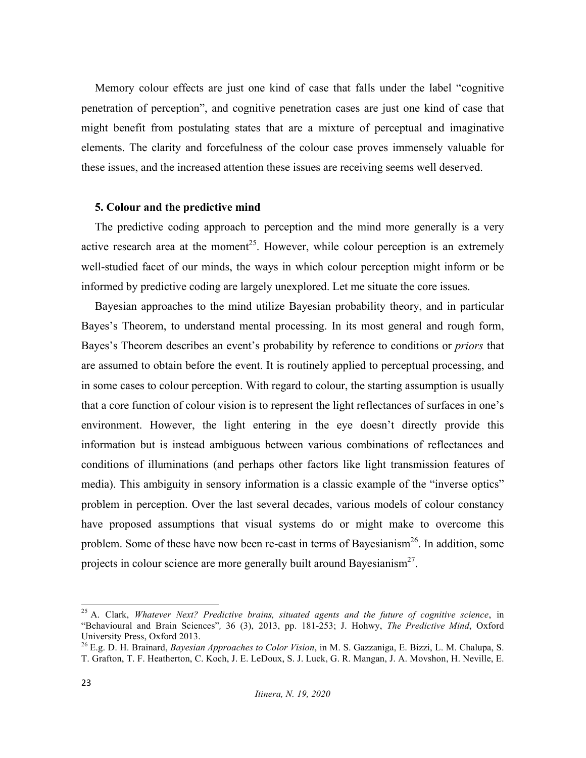Memory colour effects are just one kind of case that falls under the label "cognitive penetration of perception", and cognitive penetration cases are just one kind of case that might benefit from postulating states that are a mixture of perceptual and imaginative elements. The clarity and forcefulness of the colour case proves immensely valuable for these issues, and the increased attention these issues are receiving seems well deserved.

**5. Colour and the predictive mind**

The predictive coding approach to perception and the mind more generally is a very active research area at the moment[25]. However, while colour perception is an extremely well-studied facet of our minds, the ways in which colour perception might inform or be informed by predictive coding are largely unexplored. Let me situate the core issues.

Bayesian approaches to the mind utilize Bayesian probability theory, and in particular Bayes's Theorem, to understand mental processing. In its most general and rough form, Bayes's Theorem describes an event's probability by reference to conditions or *priors* that are assumed to obtain before the event. It is routinely applied to perceptual processing, and in some cases to colour perception. With regard to colour, the starting assumption is usually that a core function of colour vision is to represent the light reflectances of surfaces in one's environment. However, the light entering in the eye doesn't directly provide this information but is instead ambiguous between various combinations of reflectances and conditions of illuminations (and perhaps other factors like light transmission features of media). This ambiguity in sensory information is a classic example of the "inverse optics" problem in perception. Over the last several decades, various models of colour constancy have proposed assumptions that visual systems do or might make to overcome this problem. Some of these have now been re-cast in terms of Bayesianism[26]. In addition, some projects in colour science are more generally built around Bayesianism[27].

---

[25] A. Clark, *Whatever Next? Predictive brains, situated agents and the future of cognitive science*, in "Behavioural and Brain Sciences", 36 (3), 2013, pp. 181-253; J. Hohwy, *The Predictive Mind*, Oxford University Press, Oxford 2013.

[26] E.g. D. H. Brainard, *Bayesian Approaches to Color Vision*, in M. S. Gazzaniga, E. Bizzi, L. M. Chalupa, S. T. Grafton, T. F. Heatherton, C. Koch, J. E. LeDoux, S. J. Luck, G. R. Mangan, J. A. Movshon, H. Neville, E.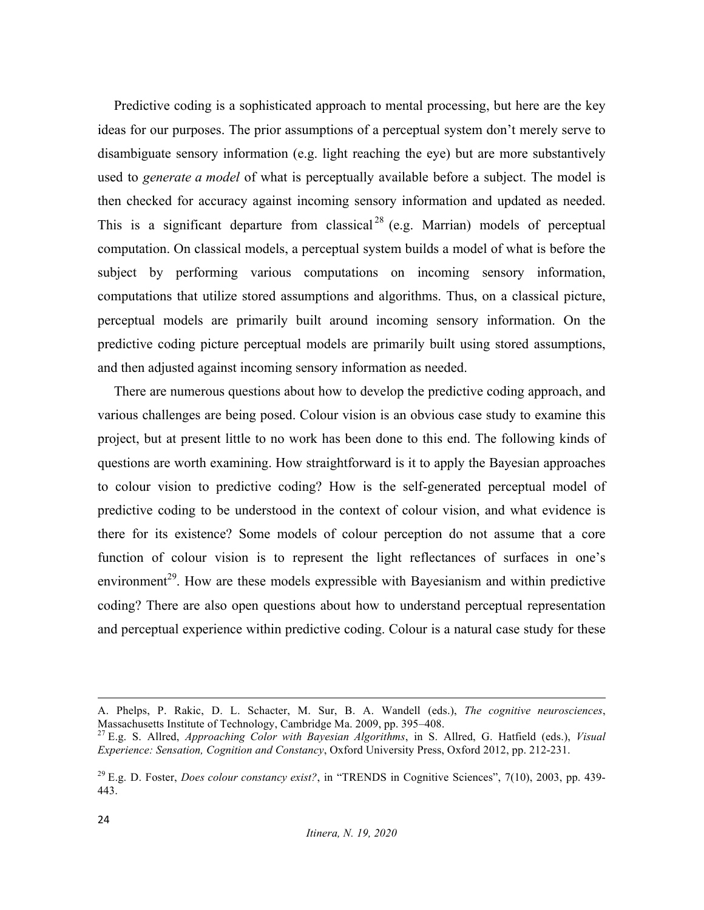Predictive coding is a sophisticated approach to mental processing, but here are the key ideas for our purposes. The prior assumptions of a perceptual system don't merely serve to disambiguate sensory information (e.g. light reaching the eye) but are more substantively used to *generate a model* of what is perceptually available before a subject. The model is then checked for accuracy against incoming sensory information and updated as needed. This is a significant departure from classical[28] (e.g. Marrian) models of perceptual computation. On classical models, a perceptual system builds a model of what is before the subject by performing various computations on incoming sensory information, computations that utilize stored assumptions and algorithms. Thus, on a classical picture, perceptual models are primarily built around incoming sensory information. On the predictive coding picture perceptual models are primarily built using stored assumptions, and then adjusted against incoming sensory information as needed.

There are numerous questions about how to develop the predictive coding approach, and various challenges are being posed. Colour vision is an obvious case study to examine this project, but at present little to no work has been done to this end. The following kinds of questions are worth examining. How straightforward is it to apply the Bayesian approaches to colour vision to predictive coding? How is the self-generated perceptual model of predictive coding to be understood in the context of colour vision, and what evidence is there for its existence? Some models of colour perception do not assume that a core function of colour vision is to represent the light reflectances of surfaces in one's environment[29]. How are these models expressible with Bayesianism and within predictive coding? There are also open questions about how to understand perceptual representation and perceptual experience within predictive coding. Colour is a natural case study for these

---

A. Phelps, P. Rakic, D. L. Schacter, M. Sur, B. A. Wandell (eds.), *The cognitive neurosciences*, Massachusetts Institute of Technology, Cambridge Ma. 2009, pp. 395–408.

[27] E.g. S. Allred, *Approaching Color with Bayesian Algorithms*, in S. Allred, G. Hatfield (eds.), *Visual Experience: Sensation, Cognition and Constancy*, Oxford University Press, Oxford 2012, pp. 212-231.

[29] E.g. D. Foster, *Does colour constancy exist?*, in "TRENDS in Cognitive Sciences", 7(10), 2003, pp. 439-443.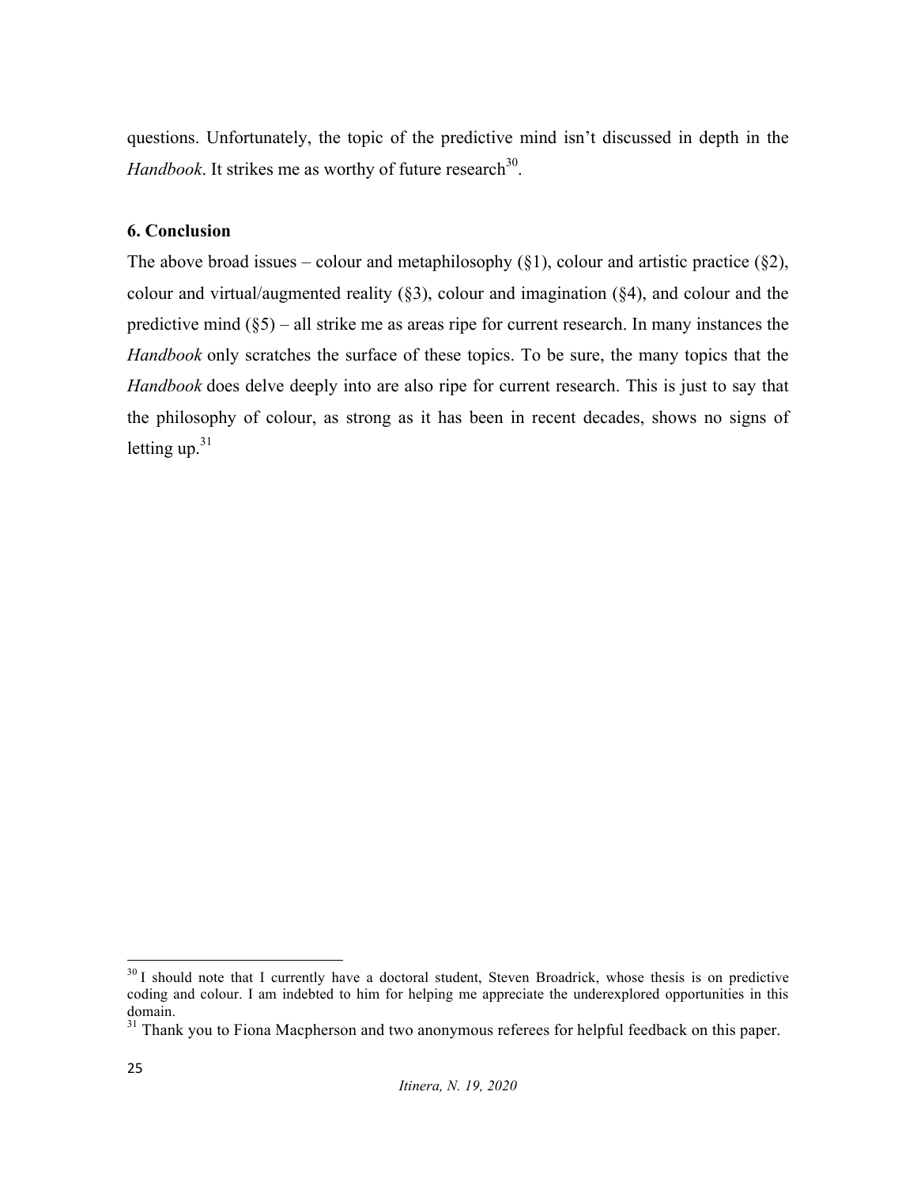questions. Unfortunately, the topic of the predictive mind isn't discussed in depth in the *Handbook*. It strikes me as worthy of future research[30].

## 6. Conclusion

The above broad issues – colour and metaphilosophy (§1), colour and artistic practice (§2), colour and virtual/augmented reality (§3), colour and imagination (§4), and colour and the predictive mind (§5) – all strike me as areas ripe for current research. In many instances the *Handbook* only scratches the surface of these topics. To be sure, the many topics that the *Handbook* does delve deeply into are also ripe for current research. This is just to say that the philosophy of colour, as strong as it has been in recent decades, shows no signs of letting up.[31]

---

[30] I should note that I currently have a doctoral student, Steven Broadrick, whose thesis is on predictive coding and colour. I am indebted to him for helping me appreciate the underexplored opportunities in this domain.

[31] Thank you to Fiona Macpherson and two anonymous referees for helpful feedback on this paper.